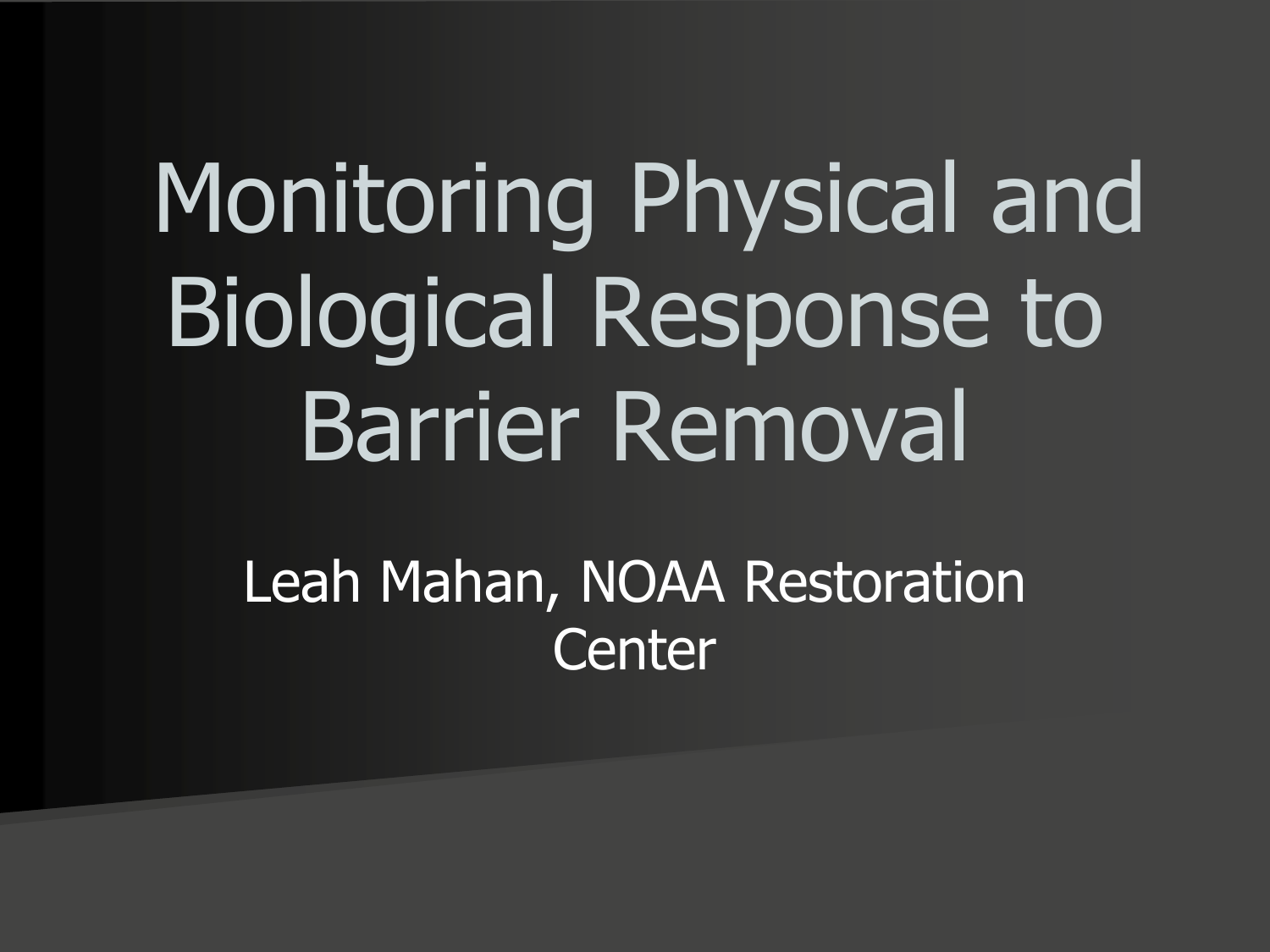# Monitoring Physical and Biological Response to Barrier Removal

Leah Mahan, NOAA Restoration Center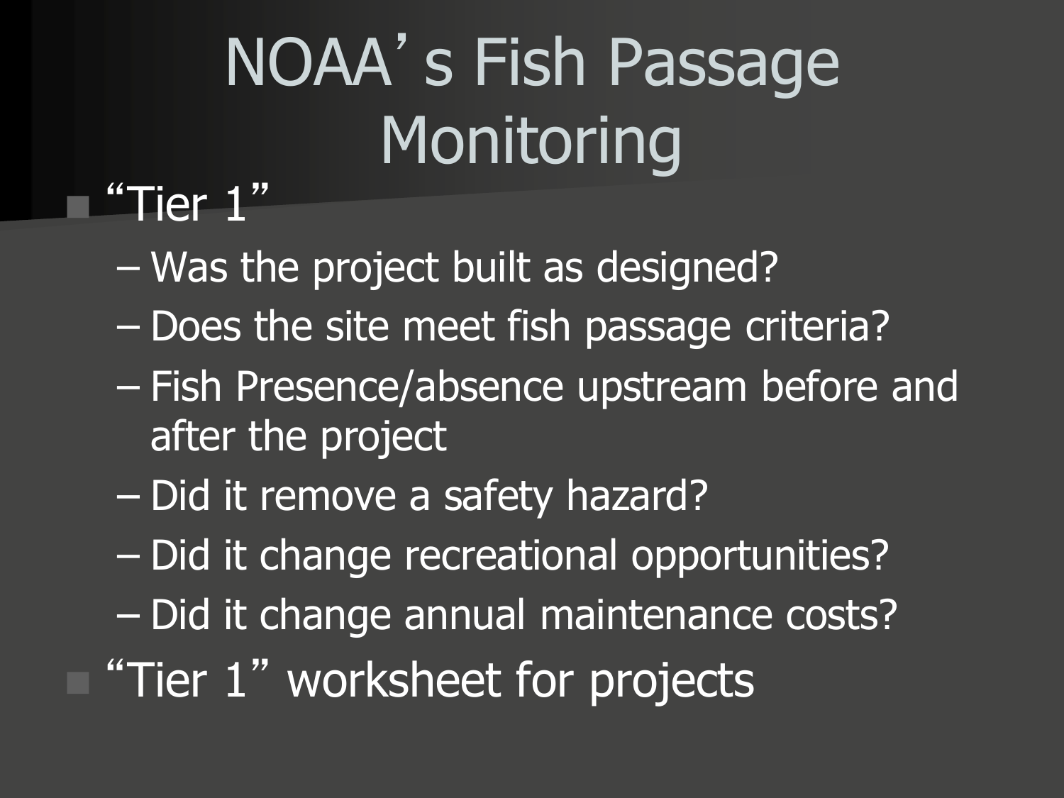# NOAA's Fish Passage Monitoring

- "Tier 1"
  - Was the project built as designed?
  - Does the site meet fish passage criteria?
  - Fish Presence/absence upstream before and after the project
  - Did it remove a safety hazard?
  - Did it change recreational opportunities?
  - Did it change annual maintenance costs?
- "Tier 1" worksheet for projects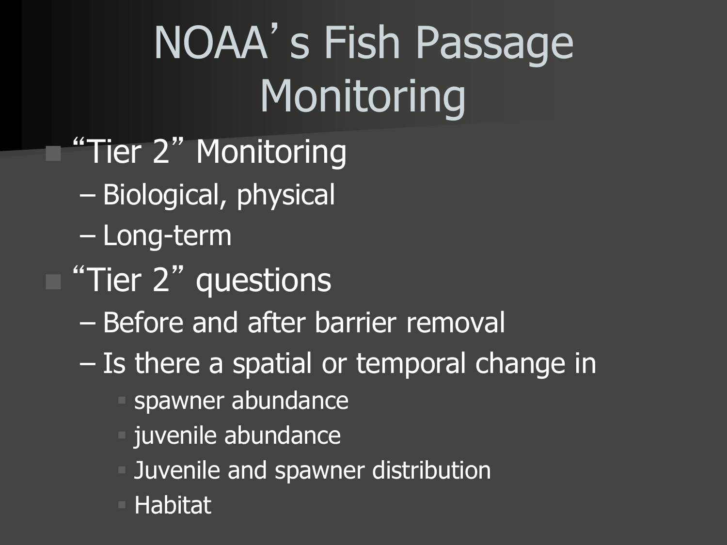# NOAA's Fish Passage Monitoring

- "Tier 2" Monitoring
  - Biological, physical
  - Long-term
- "Tier 2" questions
  - Before and after barrier removal
  - Is there a spatial or temporal change in
    - spawner abundance
    - juvenile abundance
    - Juvenile and spawner distribution
    - Habitat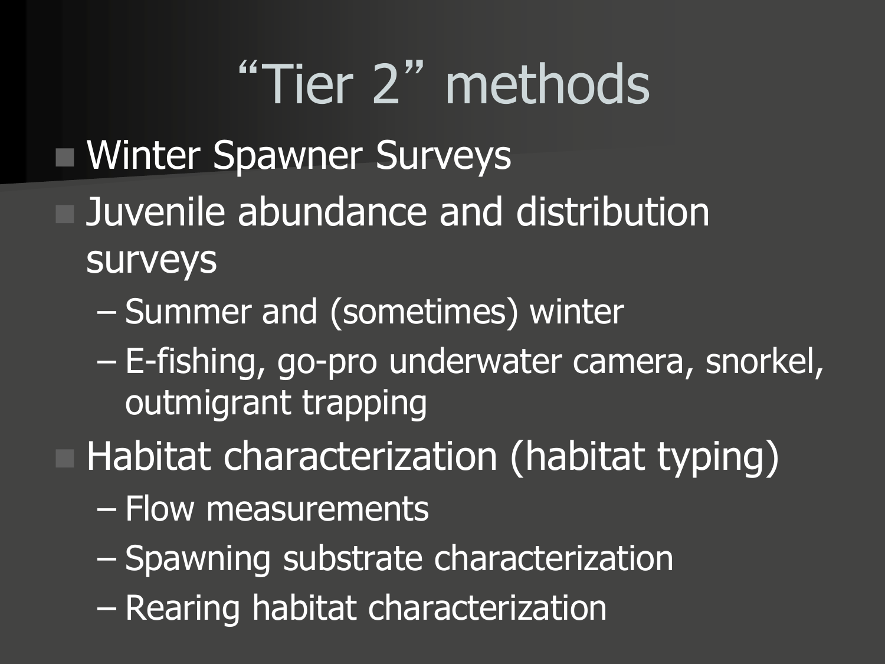# “Tier 2” methods

- Winter Spawner Surveys
- Juvenile abundance and distribution surveys
  - Summer and (sometimes) winter
  - E-fishing, go-pro underwater camera, snorkel, outmigrant trapping
- Habitat characterization (habitat typing)
  - Flow measurements
  - Spawning substrate characterization
  - Rearing habitat characterization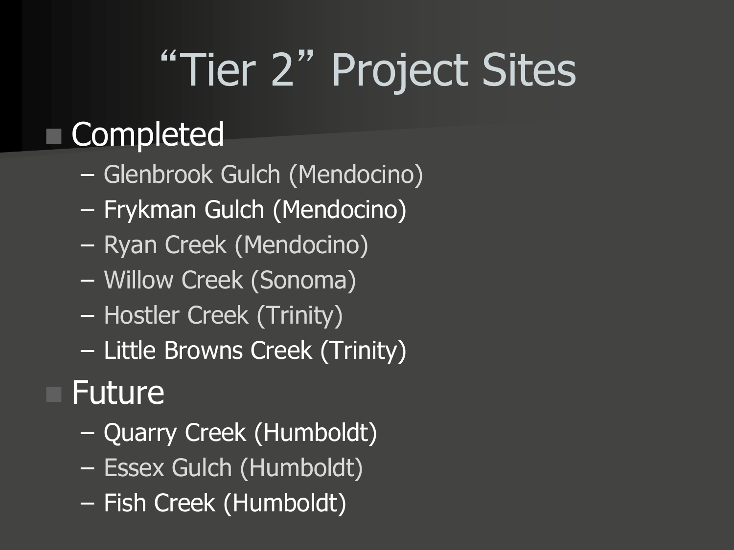# "Tier 2" Project Sites

- Completed
  - Glenbrook Gulch (Mendocino)
  - Frykman Gulch (Mendocino)
  - Ryan Creek (Mendocino)
  - Willow Creek (Sonoma)
  - Hostler Creek (Trinity)
  - Little Browns Creek (Trinity)
- Future
  - Quarry Creek (Humboldt)
  - Essex Gulch (Humboldt)
  - Fish Creek (Humboldt)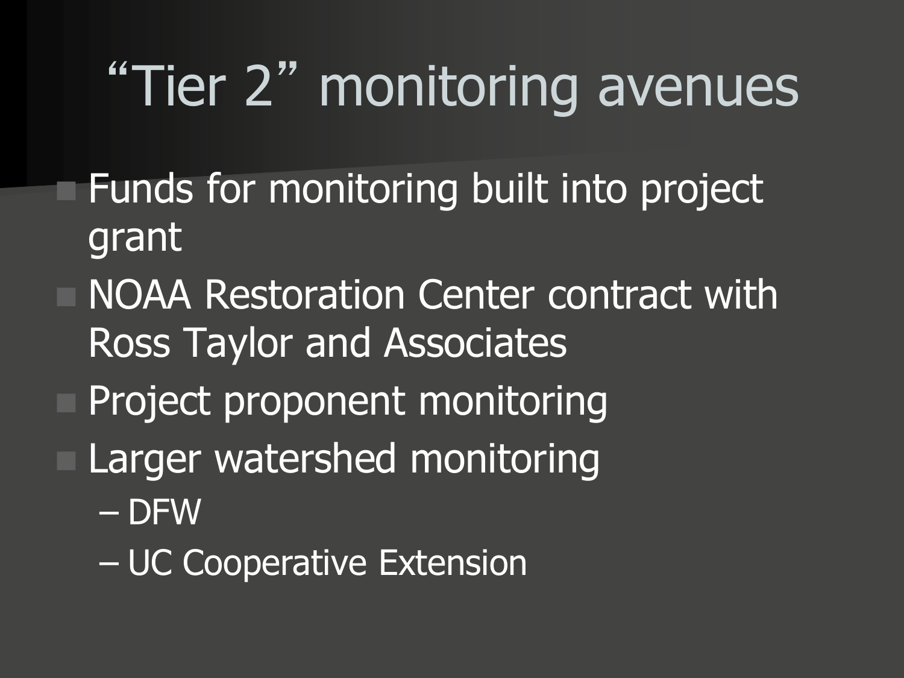# "Tier 2" monitoring avenues

- Funds for monitoring built into project grant
- NOAA Restoration Center contract with Ross Taylor and Associates
- Project proponent monitoring
- Larger watershed monitoring
  - DFW
  - UC Cooperative Extension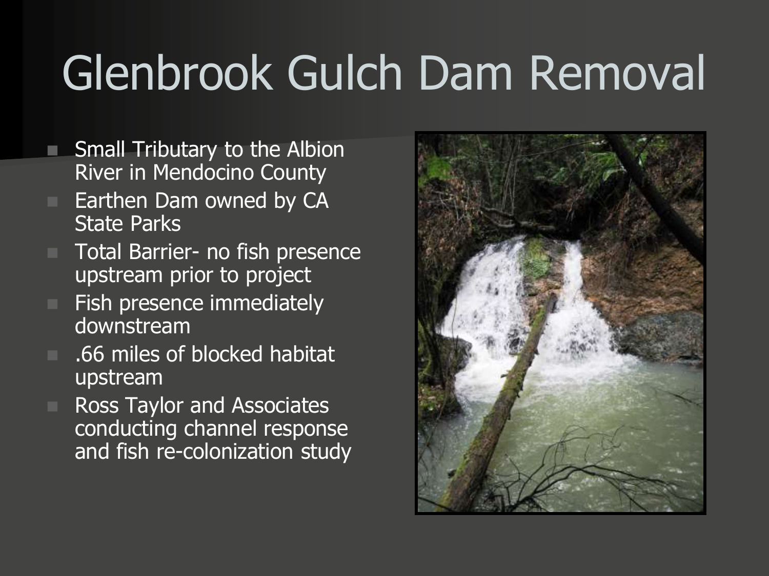# Glenbrook Gulch Dam Removal

- Small Tributary to the Albion River in Mendocino County
- Earthen Dam owned by CA State Parks
- Total Barrier- no fish presence upstream prior to project
- Fish presence immediately downstream
- .66 miles of blocked habitat upstream
- Ross Taylor and Associates conducting channel response and fish re-colonization study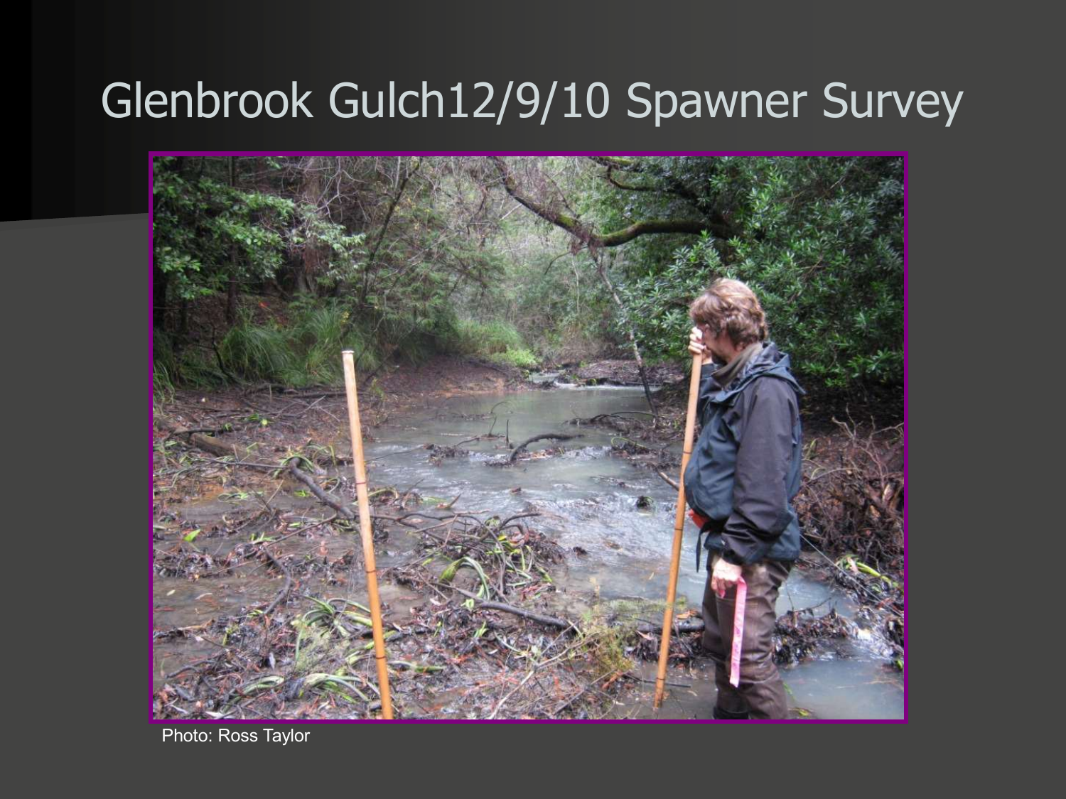# Glenbrook Gulch12/9/10 Spawner Survey

Photo: Ross Taylor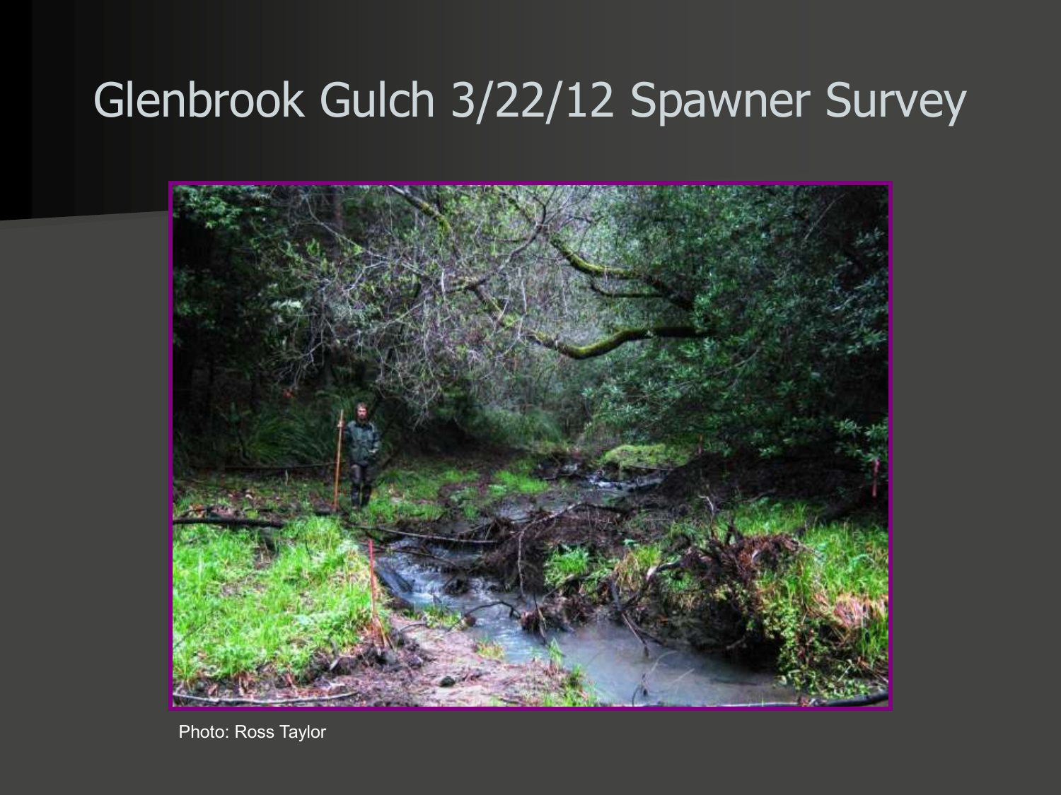# Glenbrook Gulch 3/22/12 Spawner Survey

Photo: Ross Taylor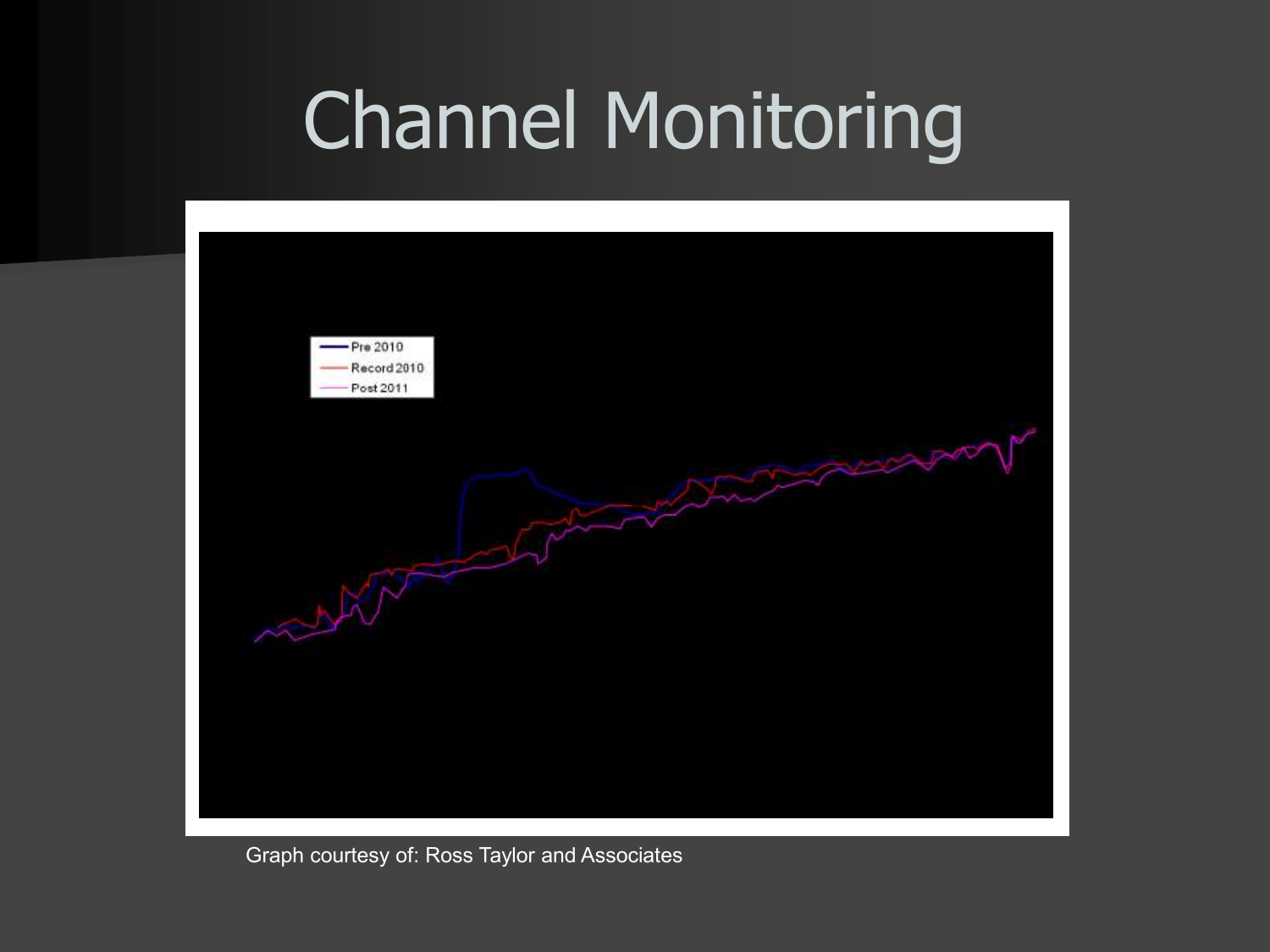# Channel Monitoring

Pre 2010
Record 2010
Post 2011

Graph courtesy of: Ross Taylor and Associates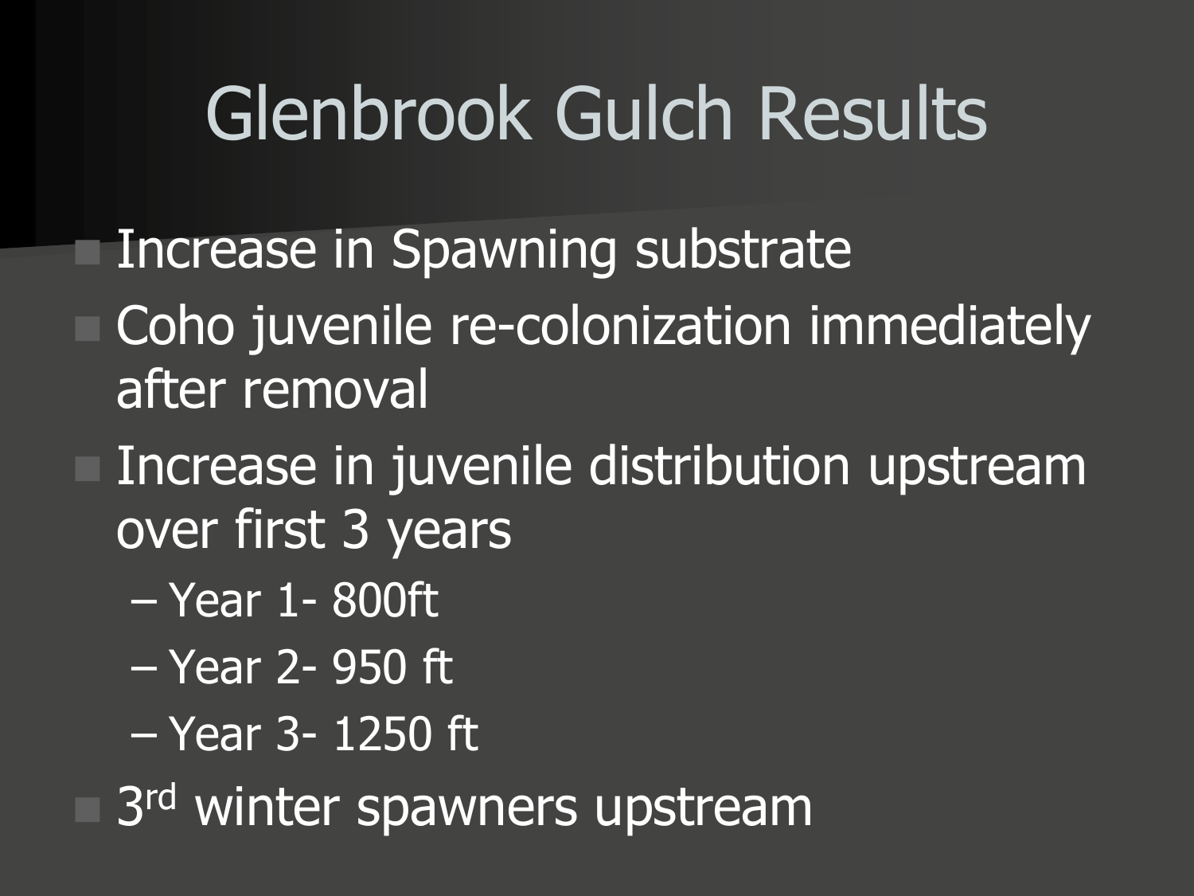# Glenbrook Gulch Results

- Increase in Spawning substrate
- Coho juvenile re-colonization immediately after removal
- Increase in juvenile distribution upstream over first 3 years
  - Year 1- 800ft
  - Year 2- 950 ft
  - Year 3- 1250 ft
- 3rd winter spawners upstream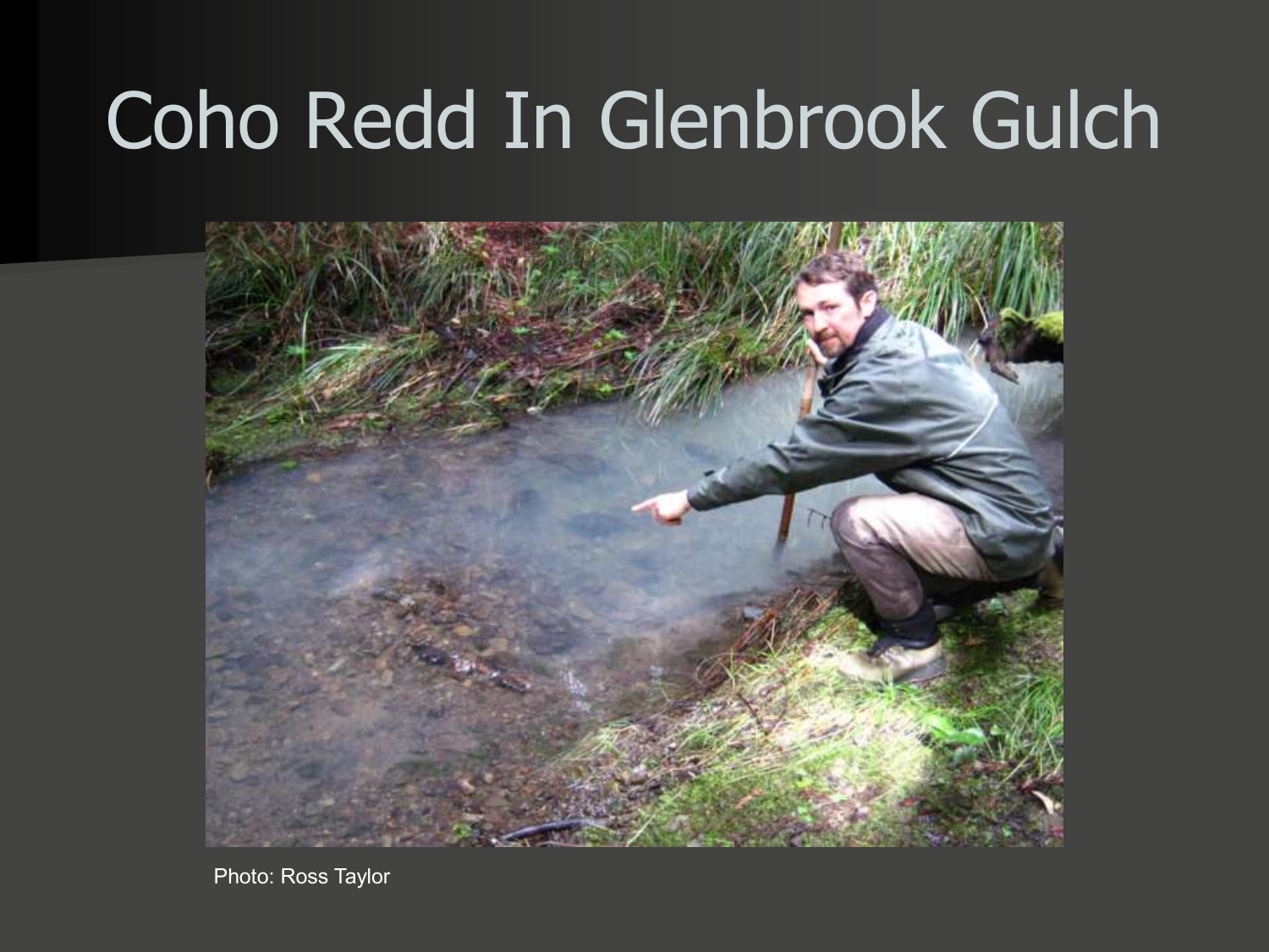# Coho Redd In Glenbrook Gulch

Photo: Ross Taylor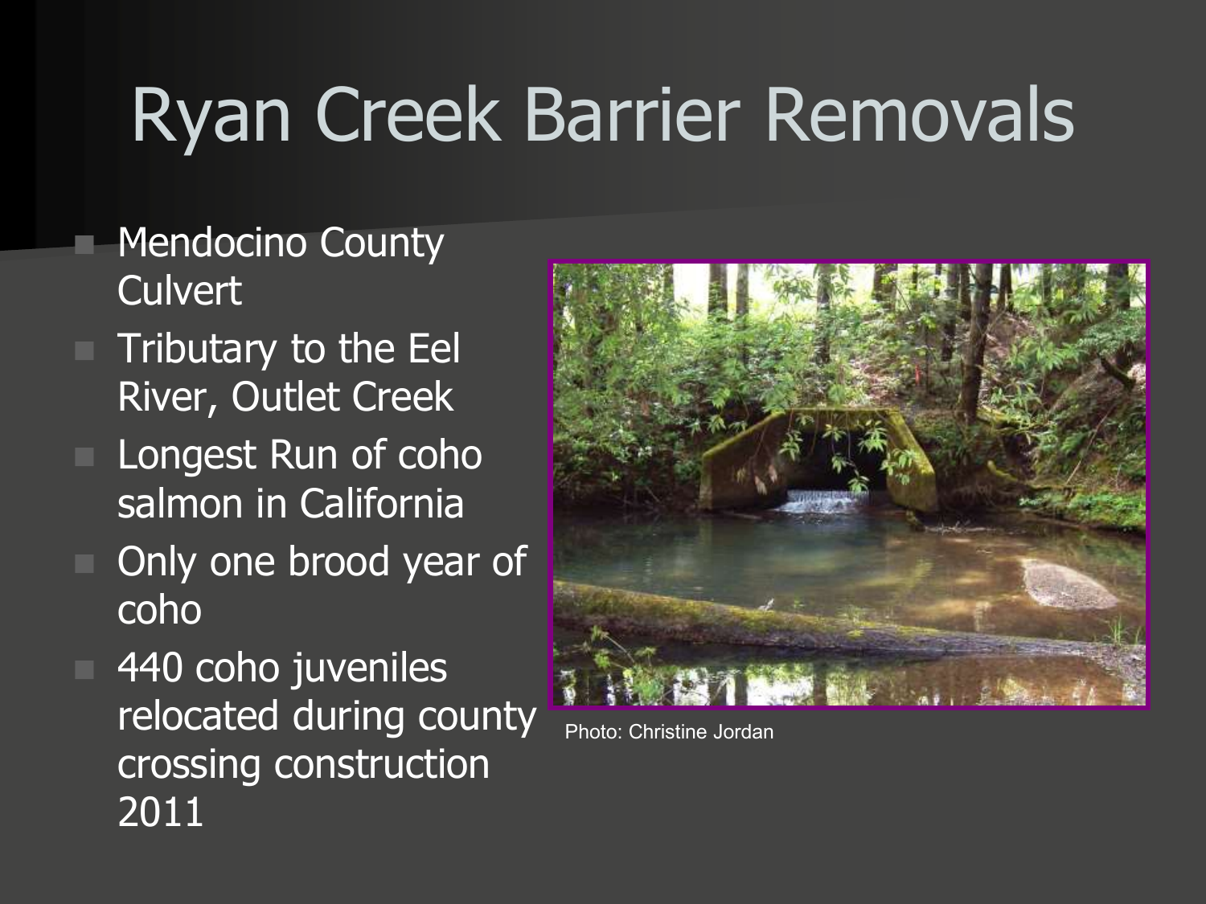# Ryan Creek Barrier Removals

- Mendocino County Culvert
- Tributary to the Eel River, Outlet Creek
- Longest Run of coho salmon in California
- Only one brood year of coho
- 440 coho juveniles relocated during county crossing construction 2011

Photo: Christine Jordan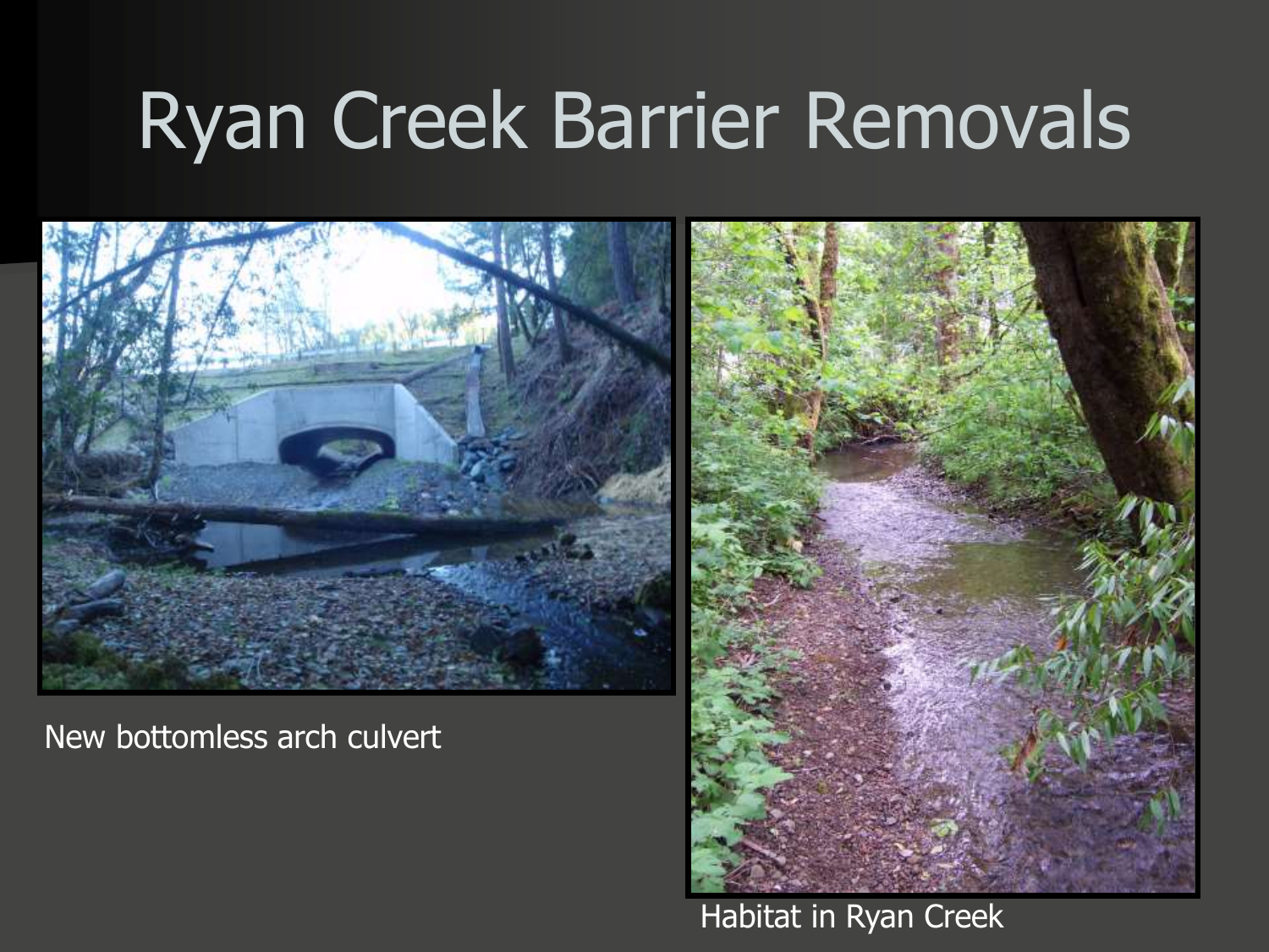# Ryan Creek Barrier Removals

New bottomless arch culvert

Habitat in Ryan Creek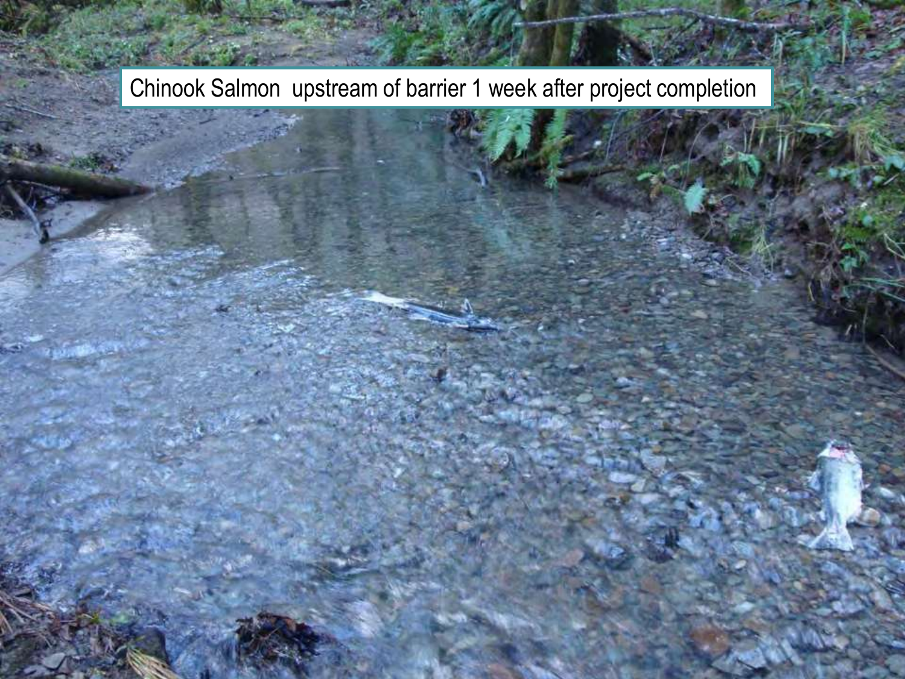Chinook Salmon  upstream of barrier 1 week after project completion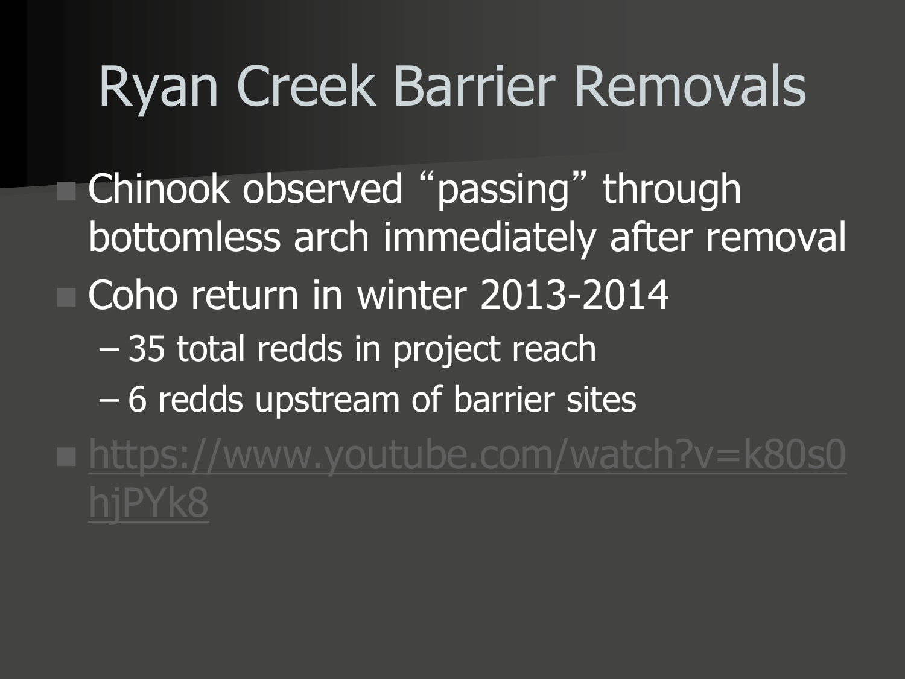# Ryan Creek Barrier Removals

- Chinook observed "passing" through bottomless arch immediately after removal
- Coho return in winter 2013-2014
  - 35 total redds in project reach
  - 6 redds upstream of barrier sites
- https://www.youtube.com/watch?v=k80s0hjPYk8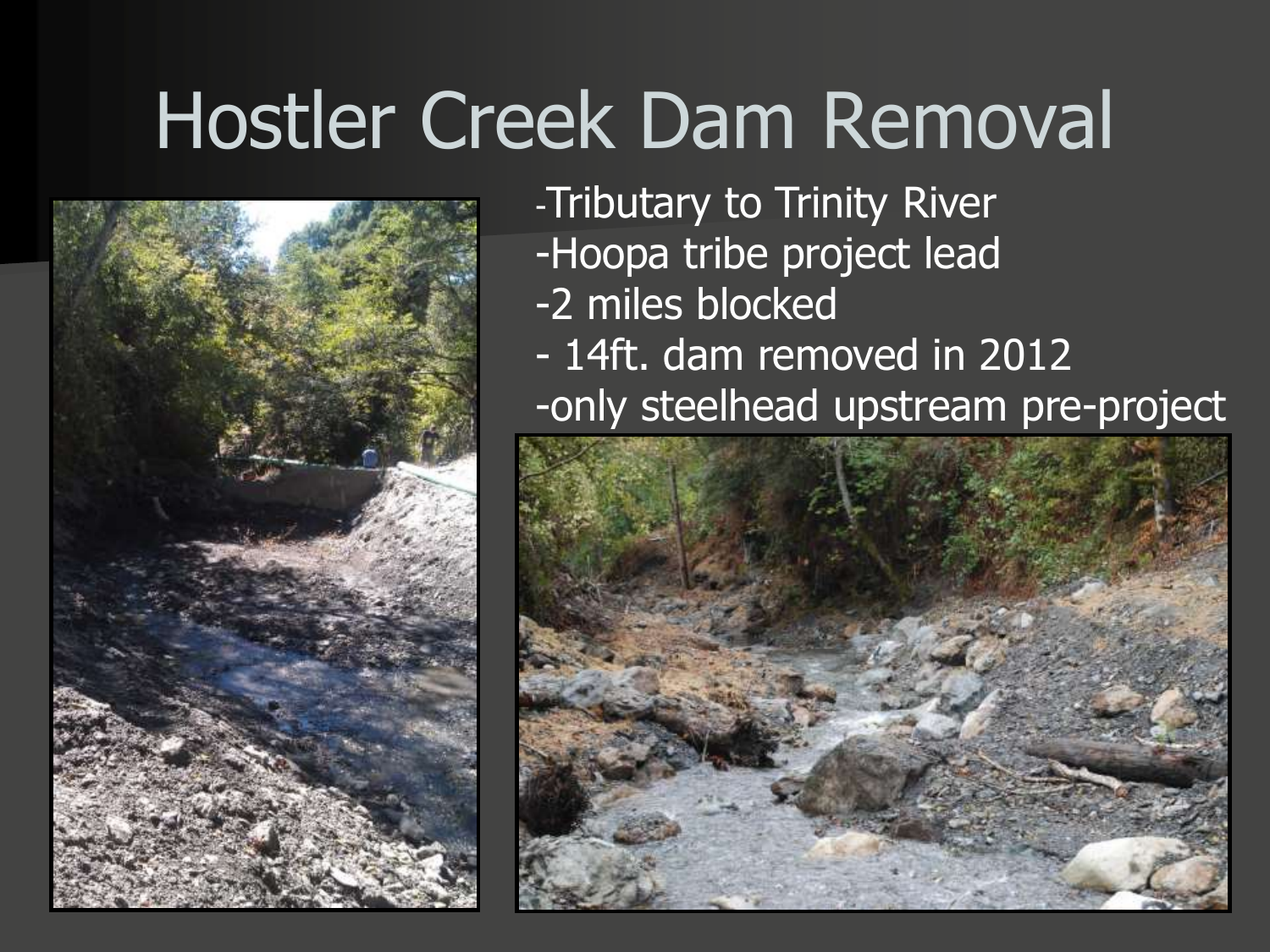# Hostler Creek Dam Removal

- Tributary to Trinity River
- Hoopa tribe project lead
- 2 miles blocked
- 14ft. dam removed in 2012
- only steelhead upstream pre-project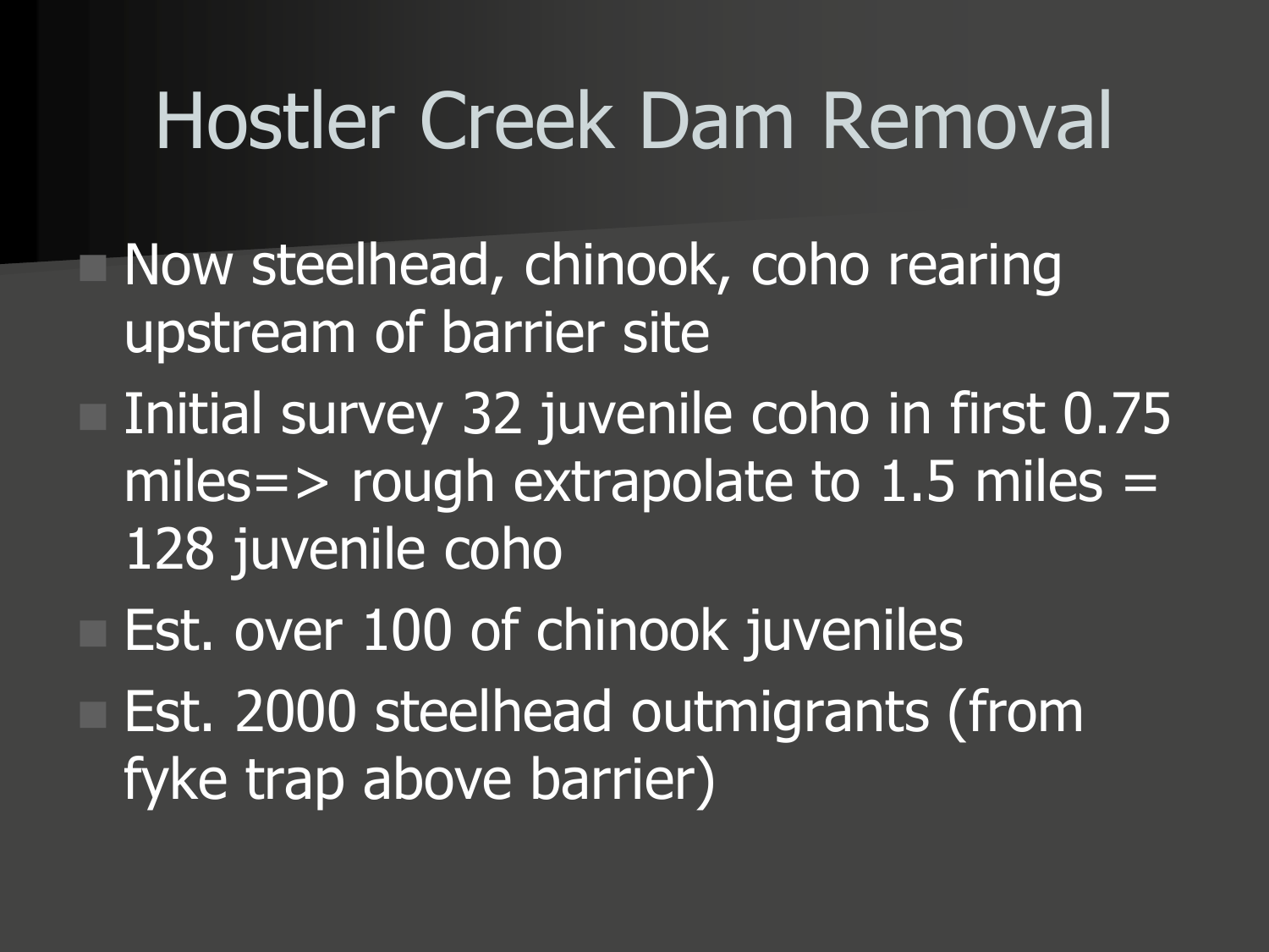# Hostler Creek Dam Removal

- Now steelhead, chinook, coho rearing upstream of barrier site
- Initial survey 32 juvenile coho in first 0.75 miles=> rough extrapolate to 1.5 miles = 128 juvenile coho
- Est. over 100 of chinook juveniles
- Est. 2000 steelhead outmigrants (from fyke trap above barrier)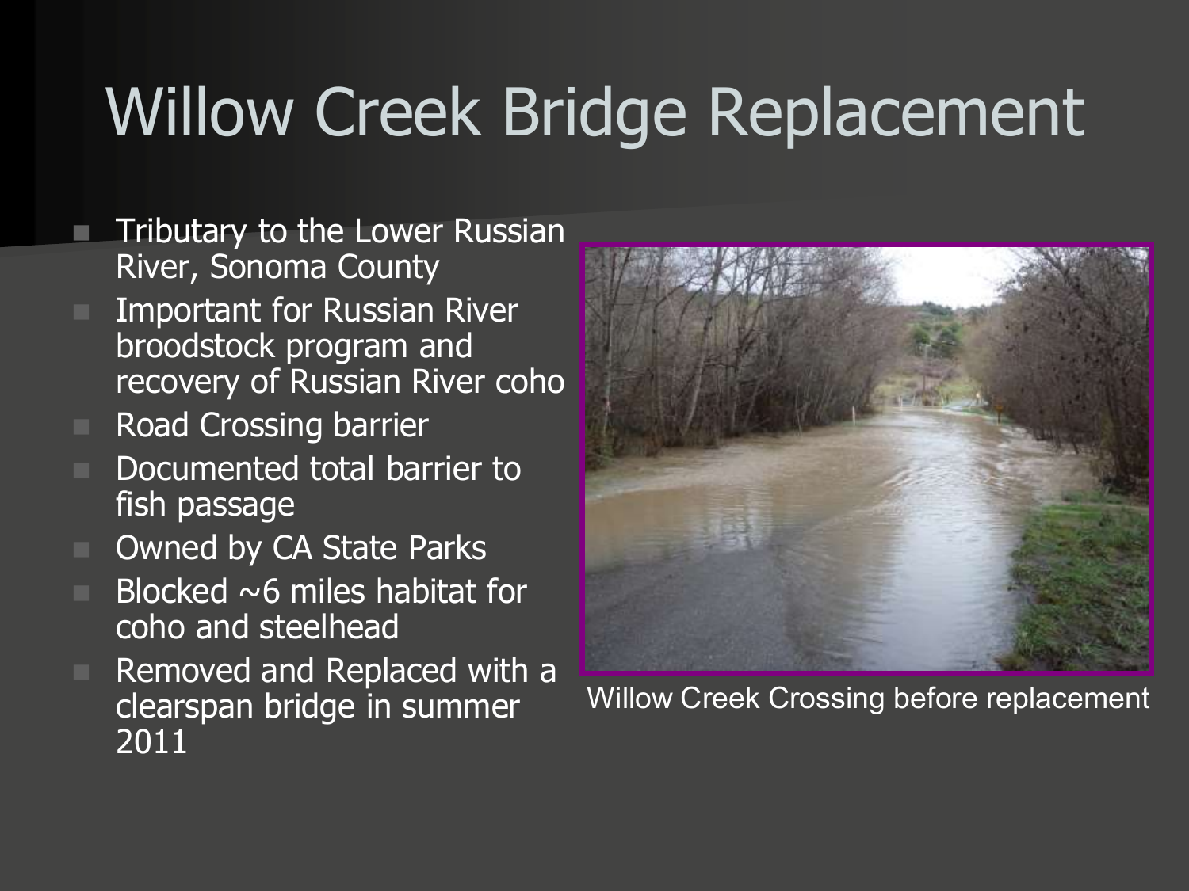# Willow Creek Bridge Replacement

- Tributary to the Lower Russian River, Sonoma County
- Important for Russian River broodstock program and recovery of Russian River coho
- Road Crossing barrier
- Documented total barrier to fish passage
- Owned by CA State Parks
- Blocked ~6 miles habitat for coho and steelhead
- Removed and Replaced with a clearspan bridge in summer 2011

Willow Creek Crossing before replacement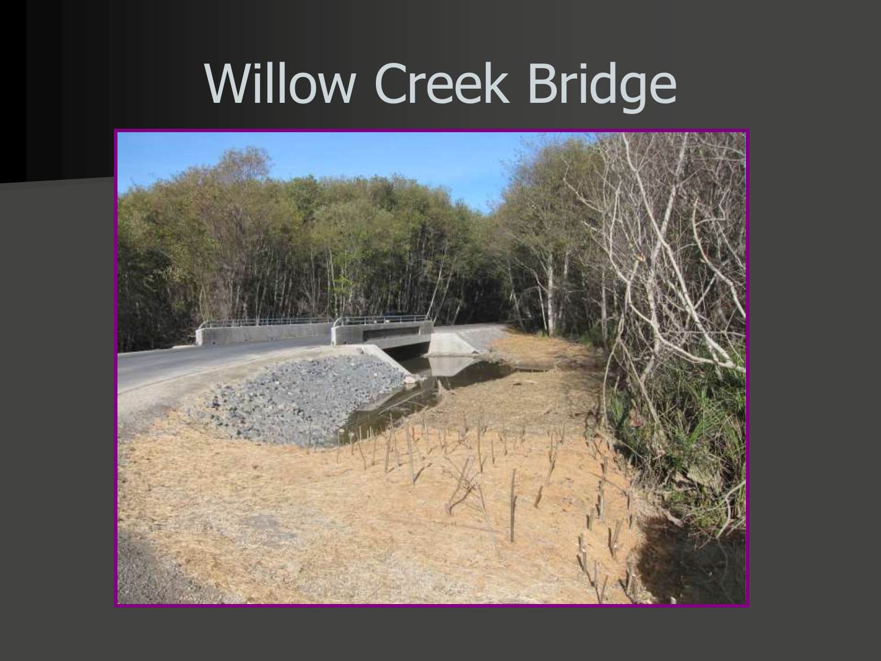# Willow Creek Bridge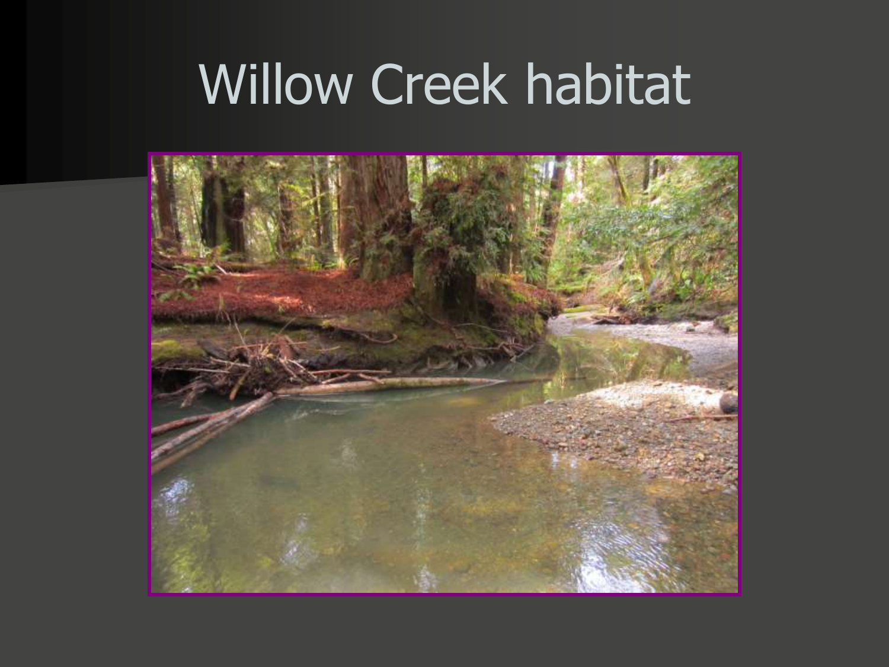# Willow Creek habitat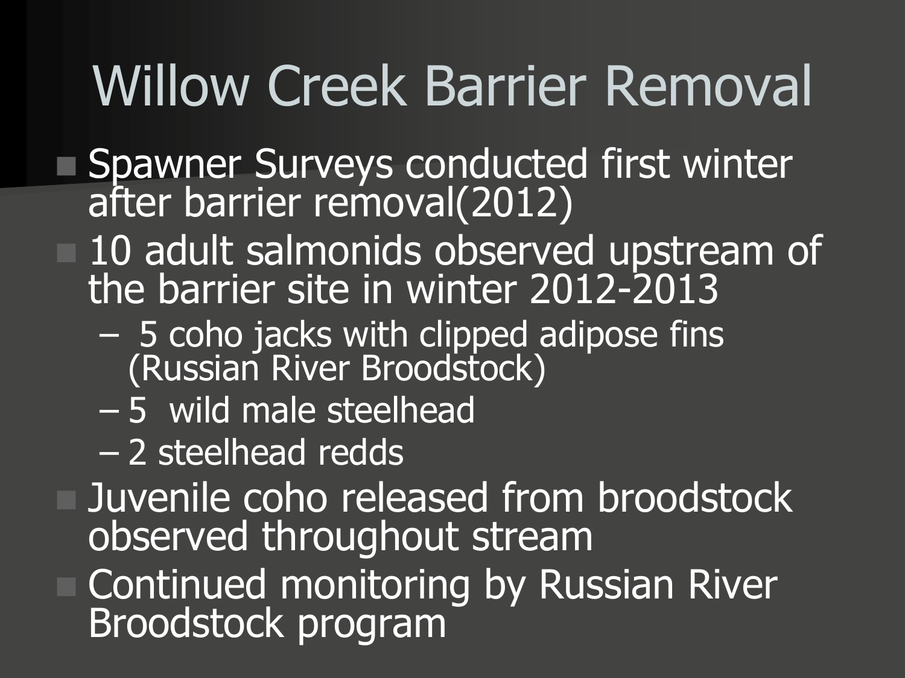# Willow Creek Barrier Removal

- Spawner Surveys conducted first winter after barrier removal(2012)
- 10 adult salmonids observed upstream of the barrier site in winter 2012-2013
  - 5 coho jacks with clipped adipose fins (Russian River Broodstock)
  - 5 wild male steelhead
  - 2 steelhead redds
- Juvenile coho released from broodstock observed throughout stream
- Continued monitoring by Russian River Broodstock program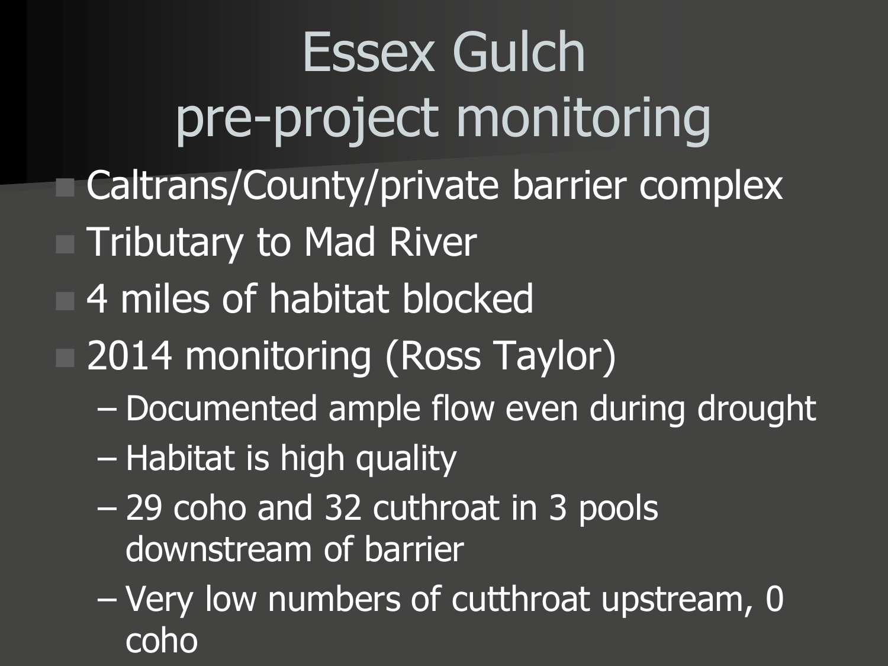# Essex Gulch pre-project monitoring

- Caltrans/County/private barrier complex
- Tributary to Mad River
- 4 miles of habitat blocked
- 2014 monitoring (Ross Taylor)
  - Documented ample flow even during drought
  - Habitat is high quality
  - 29 coho and 32 cuthroat in 3 pools downstream of barrier
  - Very low numbers of cutthroat upstream, 0 coho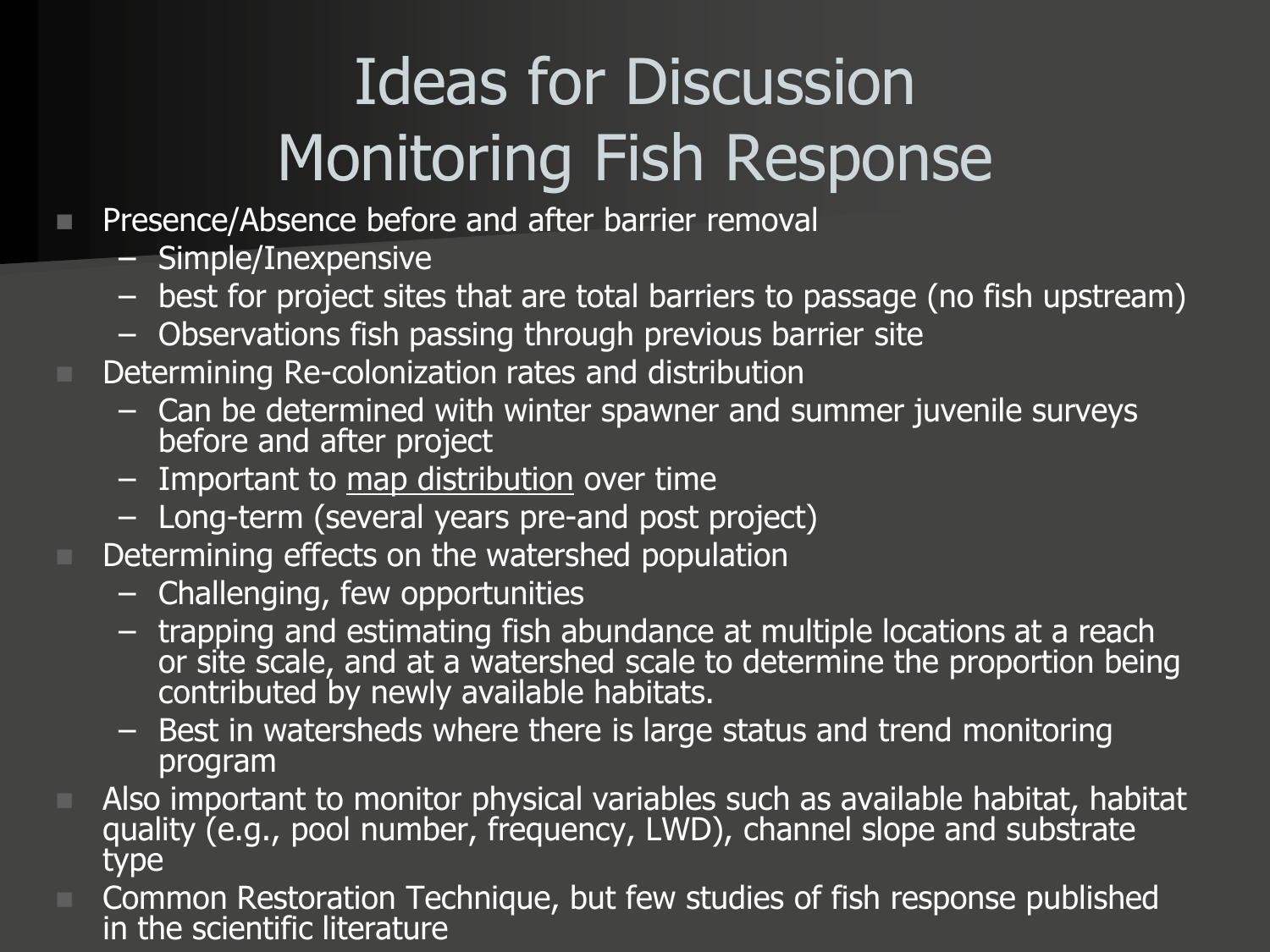# Ideas for Discussion Monitoring Fish Response

- Presence/Absence before and after barrier removal
  - Simple/Inexpensive
  - best for project sites that are total barriers to passage (no fish upstream)
  - Observations fish passing through previous barrier site
- Determining Re-colonization rates and distribution
  - Can be determined with winter spawner and summer juvenile surveys before and after project
  - Important to map distribution over time
  - Long-term (several years pre-and post project)
- Determining effects on the watershed population
  - Challenging, few opportunities
  - trapping and estimating fish abundance at multiple locations at a reach or site scale, and at a watershed scale to determine the proportion being contributed by newly available habitats.
  - Best in watersheds where there is large status and trend monitoring program
- Also important to monitor physical variables such as available habitat, habitat quality (e.g., pool number, frequency, LWD), channel slope and substrate type
- Common Restoration Technique, but few studies of fish response published in the scientific literature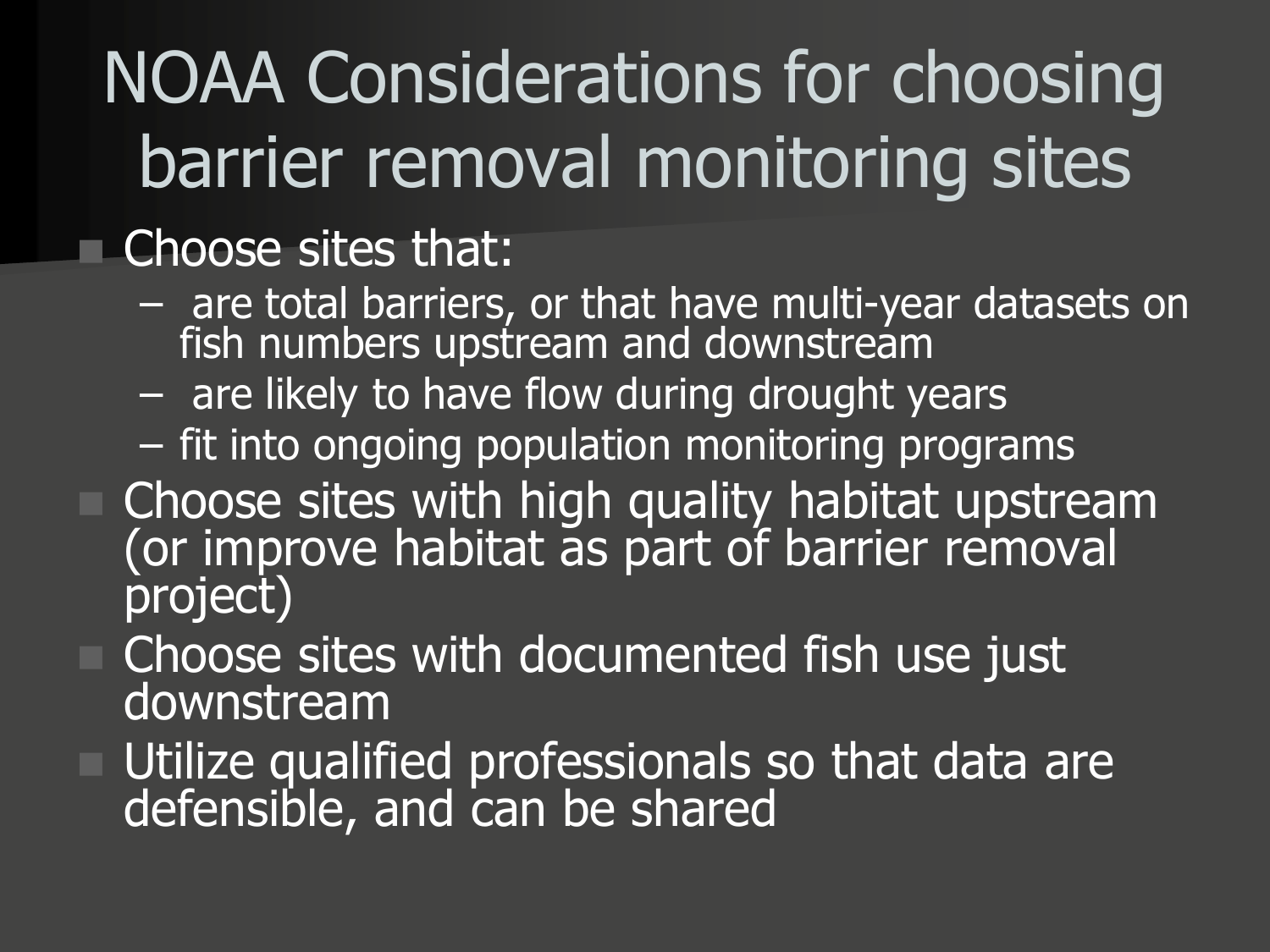# NOAA Considerations for choosing barrier removal monitoring sites

- Choose sites that:
  - are total barriers, or that have multi-year datasets on fish numbers upstream and downstream
  - are likely to have flow during drought years
  - fit into ongoing population monitoring programs
- Choose sites with high quality habitat upstream (or improve habitat as part of barrier removal project)
- Choose sites with documented fish use just downstream
- Utilize qualified professionals so that data are defensible, and can be shared